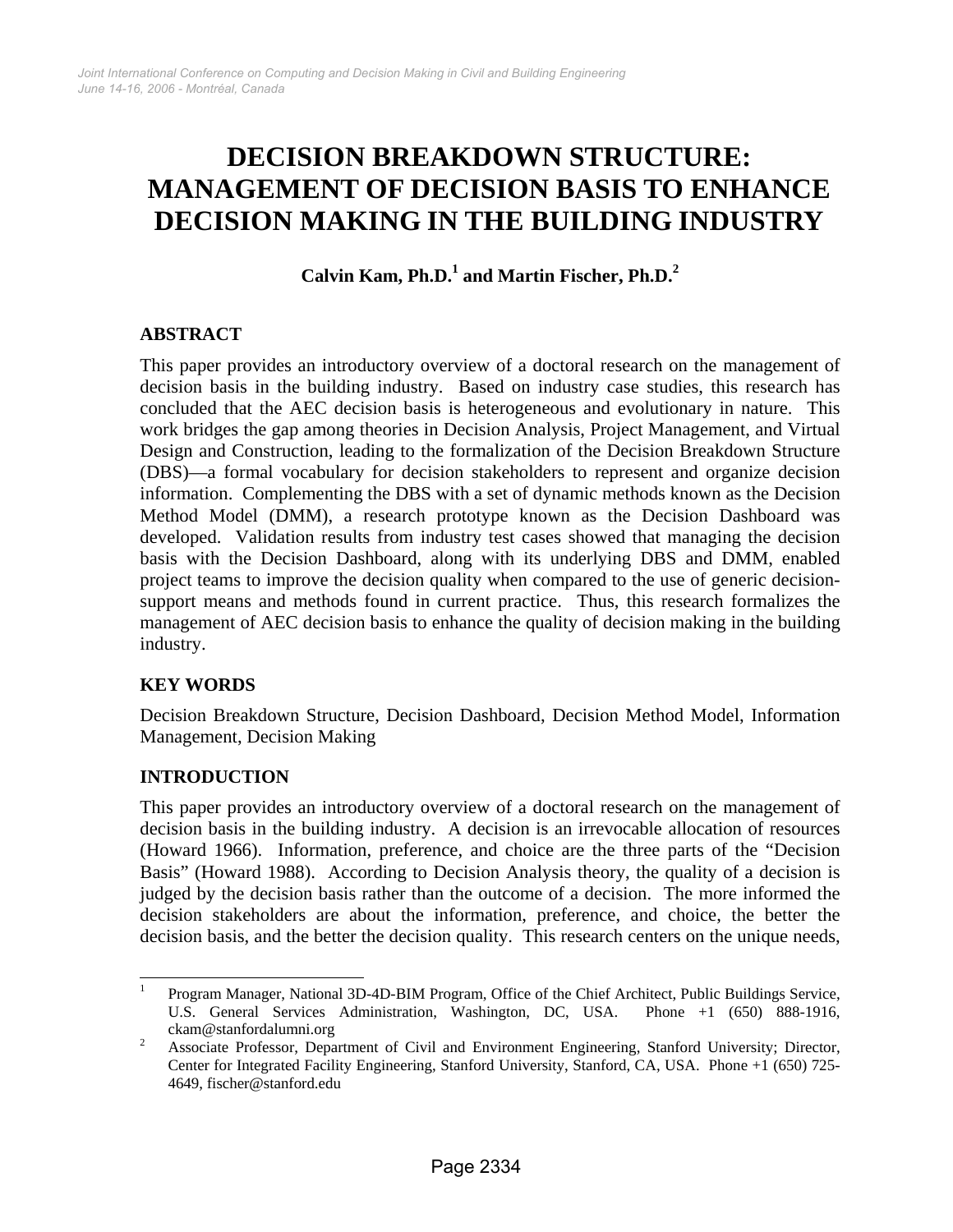# DECISION BREAKDOWN STRUCTURE: MANAGEMENT OF DECISION BASIS TO ENHANCE DECISION MAKING IN THE BUILDING INDUSTRY

**Calvin Kam, Ph.D.[1] and Martin Fischer, Ph.D.[2]**

## ABSTRACT

This paper provides an introductory overview of a doctoral research on the management of decision basis in the building industry. Based on industry case studies, this research has concluded that the AEC decision basis is heterogeneous and evolutionary in nature. This work bridges the gap among theories in Decision Analysis, Project Management, and Virtual Design and Construction, leading to the formalization of the Decision Breakdown Structure (DBS)—a formal vocabulary for decision stakeholders to represent and organize decision information. Complementing the DBS with a set of dynamic methods known as the Decision Method Model (DMM), a research prototype known as the Decision Dashboard was developed. Validation results from industry test cases showed that managing the decision basis with the Decision Dashboard, along with its underlying DBS and DMM, enabled project teams to improve the decision quality when compared to the use of generic decision-support means and methods found in current practice. Thus, this research formalizes the management of AEC decision basis to enhance the quality of decision making in the building industry.

## KEY WORDS

Decision Breakdown Structure, Decision Dashboard, Decision Method Model, Information Management, Decision Making

## INTRODUCTION

This paper provides an introductory overview of a doctoral research on the management of decision basis in the building industry. A decision is an irrevocable allocation of resources (Howard 1966). Information, preference, and choice are the three parts of the "Decision Basis" (Howard 1988). According to Decision Analysis theory, the quality of a decision is judged by the decision basis rather than the outcome of a decision. The more informed the decision stakeholders are about the information, preference, and choice, the better the decision basis, and the better the decision quality. This research centers on the unique needs,

---

[1] Program Manager, National 3D-4D-BIM Program, Office of the Chief Architect, Public Buildings Service, U.S. General Services Administration, Washington, DC, USA. Phone +1 (650) 888-1916, ckam@stanfordalumni.org

[2] Associate Professor, Department of Civil and Environment Engineering, Stanford University; Director, Center for Integrated Facility Engineering, Stanford University, Stanford, CA, USA. Phone +1 (650) 725-4649, fischer@stanford.edu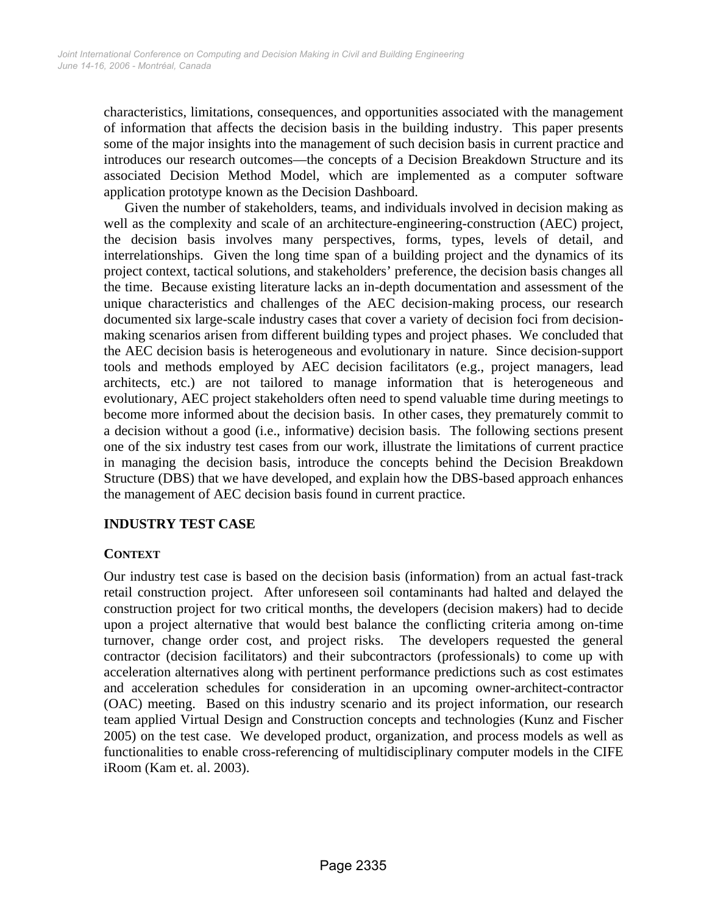characteristics, limitations, consequences, and opportunities associated with the management of information that affects the decision basis in the building industry. This paper presents some of the major insights into the management of such decision basis in current practice and introduces our research outcomes—the concepts of a Decision Breakdown Structure and its associated Decision Method Model, which are implemented as a computer software application prototype known as the Decision Dashboard.

Given the number of stakeholders, teams, and individuals involved in decision making as well as the complexity and scale of an architecture-engineering-construction (AEC) project, the decision basis involves many perspectives, forms, types, levels of detail, and interrelationships. Given the long time span of a building project and the dynamics of its project context, tactical solutions, and stakeholders' preference, the decision basis changes all the time. Because existing literature lacks an in-depth documentation and assessment of the unique characteristics and challenges of the AEC decision-making process, our research documented six large-scale industry cases that cover a variety of decision foci from decision-making scenarios arisen from different building types and project phases. We concluded that the AEC decision basis is heterogeneous and evolutionary in nature. Since decision-support tools and methods employed by AEC decision facilitators (e.g., project managers, lead architects, etc.) are not tailored to manage information that is heterogeneous and evolutionary, AEC project stakeholders often need to spend valuable time during meetings to become more informed about the decision basis. In other cases, they prematurely commit to a decision without a good (i.e., informative) decision basis. The following sections present one of the six industry test cases from our work, illustrate the limitations of current practice in managing the decision basis, introduce the concepts behind the Decision Breakdown Structure (DBS) that we have developed, and explain how the DBS-based approach enhances the management of AEC decision basis found in current practice.

## INDUSTRY TEST CASE

### CONTEXT

Our industry test case is based on the decision basis (information) from an actual fast-track retail construction project. After unforeseen soil contaminants had halted and delayed the construction project for two critical months, the developers (decision makers) had to decide upon a project alternative that would best balance the conflicting criteria among on-time turnover, change order cost, and project risks. The developers requested the general contractor (decision facilitators) and their subcontractors (professionals) to come up with acceleration alternatives along with pertinent performance predictions such as cost estimates and acceleration schedules for consideration in an upcoming owner-architect-contractor (OAC) meeting. Based on this industry scenario and its project information, our research team applied Virtual Design and Construction concepts and technologies (Kunz and Fischer 2005) on the test case. We developed product, organization, and process models as well as functionalities to enable cross-referencing of multidisciplinary computer models in the CIFE iRoom (Kam et. al. 2003).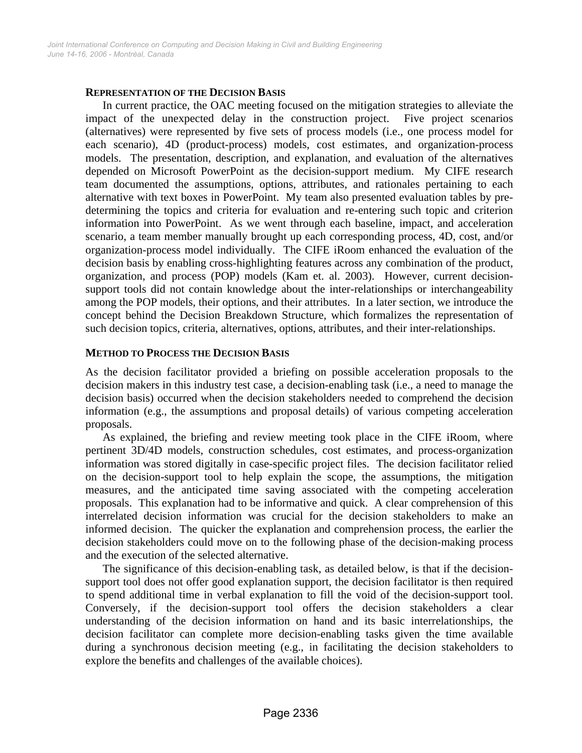### Representation of the Decision Basis

In current practice, the OAC meeting focused on the mitigation strategies to alleviate the impact of the unexpected delay in the construction project. Five project scenarios (alternatives) were represented by five sets of process models (i.e., one process model for each scenario), 4D (product-process) models, cost estimates, and organization-process models. The presentation, description, and explanation, and evaluation of the alternatives depended on Microsoft PowerPoint as the decision-support medium. My CIFE research team documented the assumptions, options, attributes, and rationales pertaining to each alternative with text boxes in PowerPoint. My team also presented evaluation tables by pre-determining the topics and criteria for evaluation and re-entering such topic and criterion information into PowerPoint. As we went through each baseline, impact, and acceleration scenario, a team member manually brought up each corresponding process, 4D, cost, and/or organization-process model individually. The CIFE iRoom enhanced the evaluation of the decision basis by enabling cross-highlighting features across any combination of the product, organization, and process (POP) models (Kam et. al. 2003). However, current decision-support tools did not contain knowledge about the inter-relationships or interchangeability among the POP models, their options, and their attributes. In a later section, we introduce the concept behind the Decision Breakdown Structure, which formalizes the representation of such decision topics, criteria, alternatives, options, attributes, and their inter-relationships.

### Method to Process the Decision Basis

As the decision facilitator provided a briefing on possible acceleration proposals to the decision makers in this industry test case, a decision-enabling task (i.e., a need to manage the decision basis) occurred when the decision stakeholders needed to comprehend the decision information (e.g., the assumptions and proposal details) of various competing acceleration proposals.

As explained, the briefing and review meeting took place in the CIFE iRoom, where pertinent 3D/4D models, construction schedules, cost estimates, and process-organization information was stored digitally in case-specific project files. The decision facilitator relied on the decision-support tool to help explain the scope, the assumptions, the mitigation measures, and the anticipated time saving associated with the competing acceleration proposals. This explanation had to be informative and quick. A clear comprehension of this interrelated decision information was crucial for the decision stakeholders to make an informed decision. The quicker the explanation and comprehension process, the earlier the decision stakeholders could move on to the following phase of the decision-making process and the execution of the selected alternative.

The significance of this decision-enabling task, as detailed below, is that if the decision-support tool does not offer good explanation support, the decision facilitator is then required to spend additional time in verbal explanation to fill the void of the decision-support tool. Conversely, if the decision-support tool offers the decision stakeholders a clear understanding of the decision information on hand and its basic interrelationships, the decision facilitator can complete more decision-enabling tasks given the time available during a synchronous decision meeting (e.g., in facilitating the decision stakeholders to explore the benefits and challenges of the available choices).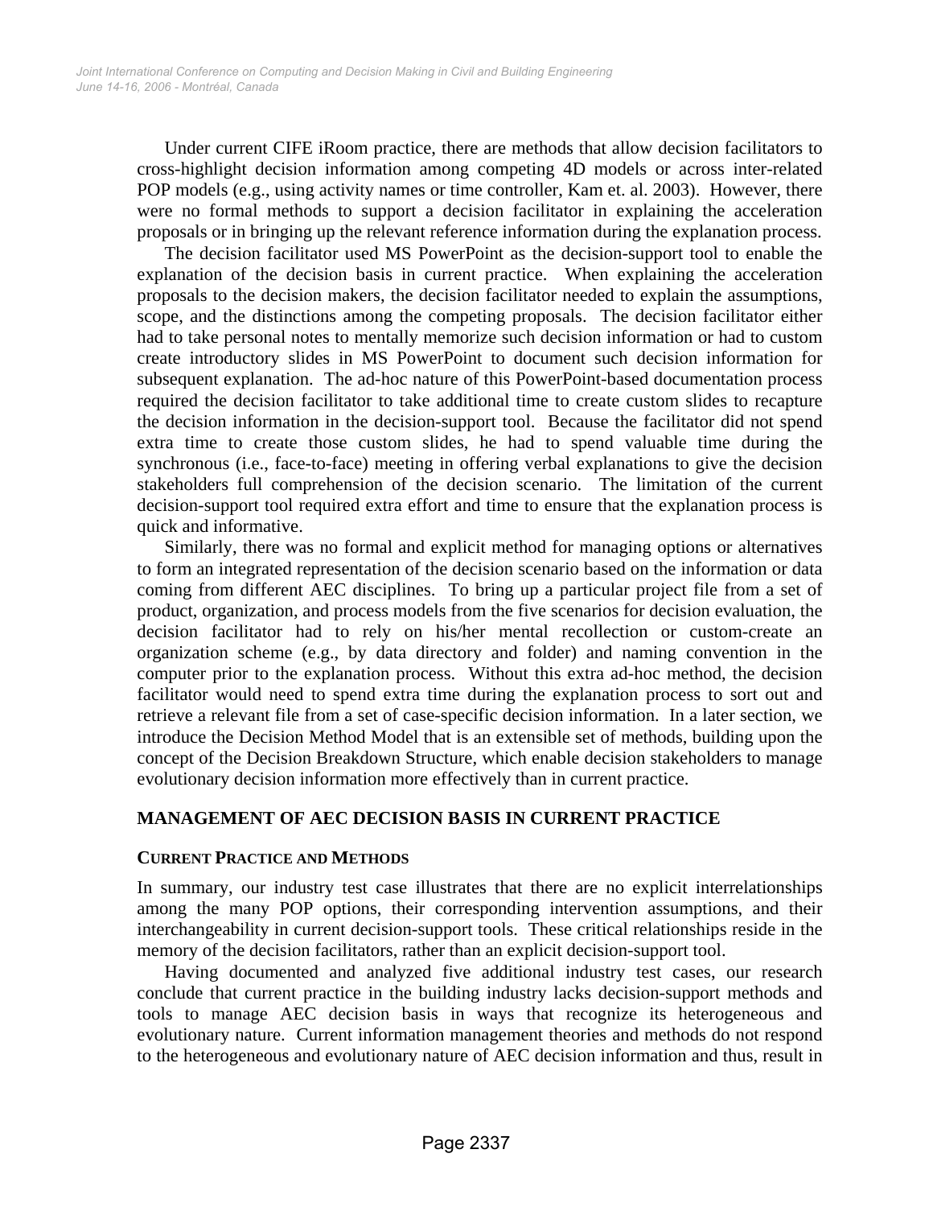Under current CIFE iRoom practice, there are methods that allow decision facilitators to cross-highlight decision information among competing 4D models or across inter-related POP models (e.g., using activity names or time controller, Kam et. al. 2003). However, there were no formal methods to support a decision facilitator in explaining the acceleration proposals or in bringing up the relevant reference information during the explanation process.

The decision facilitator used MS PowerPoint as the decision-support tool to enable the explanation of the decision basis in current practice. When explaining the acceleration proposals to the decision makers, the decision facilitator needed to explain the assumptions, scope, and the distinctions among the competing proposals. The decision facilitator either had to take personal notes to mentally memorize such decision information or had to custom create introductory slides in MS PowerPoint to document such decision information for subsequent explanation. The ad-hoc nature of this PowerPoint-based documentation process required the decision facilitator to take additional time to create custom slides to recapture the decision information in the decision-support tool. Because the facilitator did not spend extra time to create those custom slides, he had to spend valuable time during the synchronous (i.e., face-to-face) meeting in offering verbal explanations to give the decision stakeholders full comprehension of the decision scenario. The limitation of the current decision-support tool required extra effort and time to ensure that the explanation process is quick and informative.

Similarly, there was no formal and explicit method for managing options or alternatives to form an integrated representation of the decision scenario based on the information or data coming from different AEC disciplines. To bring up a particular project file from a set of product, organization, and process models from the five scenarios for decision evaluation, the decision facilitator had to rely on his/her mental recollection or custom-create an organization scheme (e.g., by data directory and folder) and naming convention in the computer prior to the explanation process. Without this extra ad-hoc method, the decision facilitator would need to spend extra time during the explanation process to sort out and retrieve a relevant file from a set of case-specific decision information. In a later section, we introduce the Decision Method Model that is an extensible set of methods, building upon the concept of the Decision Breakdown Structure, which enable decision stakeholders to manage evolutionary decision information more effectively than in current practice.

## MANAGEMENT OF AEC DECISION BASIS IN CURRENT PRACTICE

### CURRENT PRACTICE AND METHODS

In summary, our industry test case illustrates that there are no explicit interrelationships among the many POP options, their corresponding intervention assumptions, and their interchangeability in current decision-support tools. These critical relationships reside in the memory of the decision facilitators, rather than an explicit decision-support tool.

Having documented and analyzed five additional industry test cases, our research conclude that current practice in the building industry lacks decision-support methods and tools to manage AEC decision basis in ways that recognize its heterogeneous and evolutionary nature. Current information management theories and methods do not respond to the heterogeneous and evolutionary nature of AEC decision information and thus, result in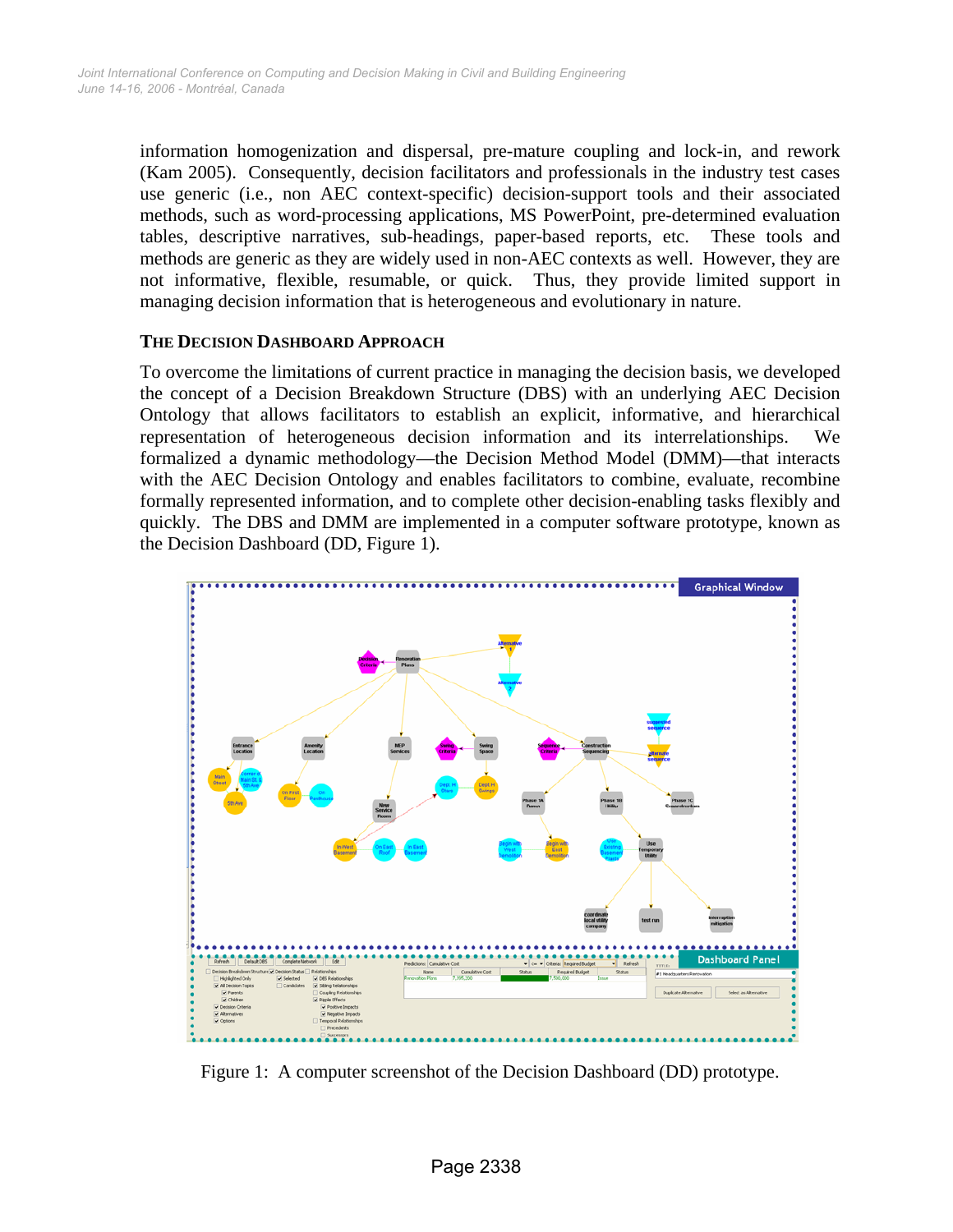information homogenization and dispersal, pre-mature coupling and lock-in, and rework (Kam 2005). Consequently, decision facilitators and professionals in the industry test cases use generic (i.e., non AEC context-specific) decision-support tools and their associated methods, such as word-processing applications, MS PowerPoint, pre-determined evaluation tables, descriptive narratives, sub-headings, paper-based reports, etc. These tools and methods are generic as they are widely used in non-AEC contexts as well. However, they are not informative, flexible, resumable, or quick. Thus, they provide limited support in managing decision information that is heterogeneous and evolutionary in nature.

## THE DECISION DASHBOARD APPROACH

To overcome the limitations of current practice in managing the decision basis, we developed the concept of a Decision Breakdown Structure (DBS) with an underlying AEC Decision Ontology that allows facilitators to establish an explicit, informative, and hierarchical representation of heterogeneous decision information and its interrelationships. We formalized a dynamic methodology—the Decision Method Model (DMM)—that interacts with the AEC Decision Ontology and enables facilitators to combine, evaluate, recombine formally represented information, and to complete other decision-enabling tasks flexibly and quickly. The DBS and DMM are implemented in a computer software prototype, known as the Decision Dashboard (DD, Figure 1).

Figure 1: A computer screenshot of the Decision Dashboard (DD) prototype.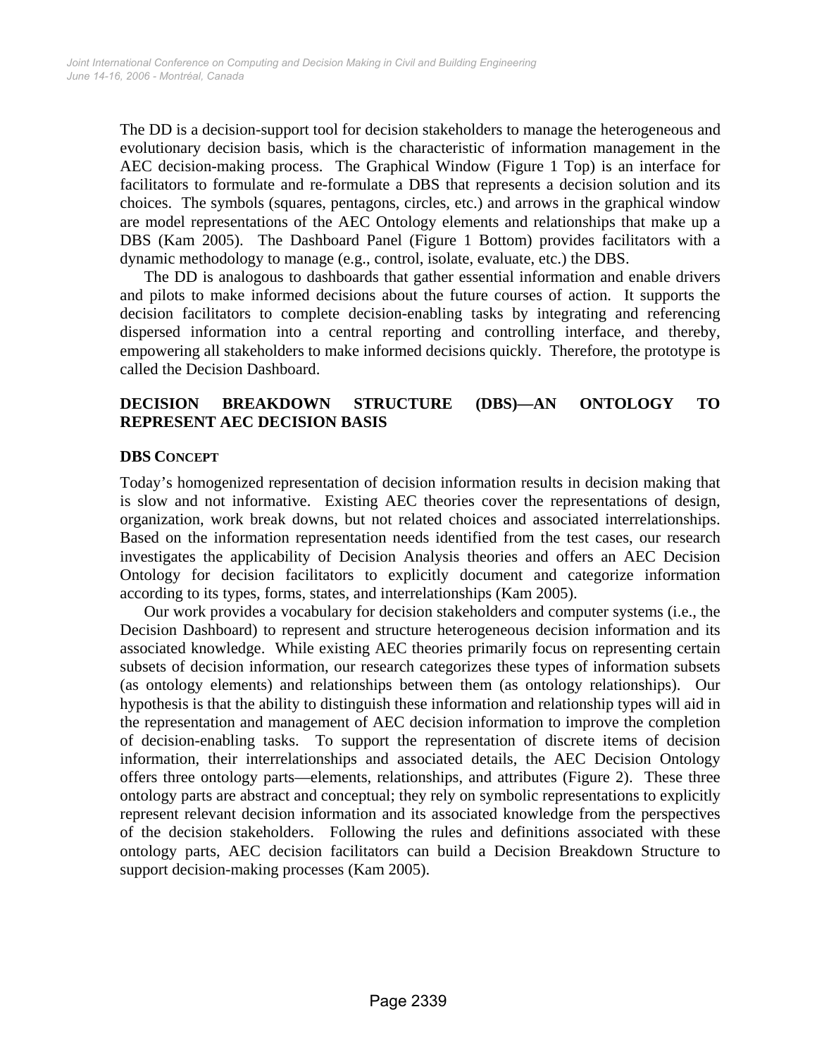The DD is a decision-support tool for decision stakeholders to manage the heterogeneous and evolutionary decision basis, which is the characteristic of information management in the AEC decision-making process. The Graphical Window (Figure 1 Top) is an interface for facilitators to formulate and re-formulate a DBS that represents a decision solution and its choices. The symbols (squares, pentagons, circles, etc.) and arrows in the graphical window are model representations of the AEC Ontology elements and relationships that make up a DBS (Kam 2005). The Dashboard Panel (Figure 1 Bottom) provides facilitators with a dynamic methodology to manage (e.g., control, isolate, evaluate, etc.) the DBS.

The DD is analogous to dashboards that gather essential information and enable drivers and pilots to make informed decisions about the future courses of action. It supports the decision facilitators to complete decision-enabling tasks by integrating and referencing dispersed information into a central reporting and controlling interface, and thereby, empowering all stakeholders to make informed decisions quickly. Therefore, the prototype is called the Decision Dashboard.

## DECISION BREAKDOWN STRUCTURE (DBS)—AN ONTOLOGY TO REPRESENT AEC DECISION BASIS

### DBS CONCEPT

Today's homogenized representation of decision information results in decision making that is slow and not informative. Existing AEC theories cover the representations of design, organization, work break downs, but not related choices and associated interrelationships. Based on the information representation needs identified from the test cases, our research investigates the applicability of Decision Analysis theories and offers an AEC Decision Ontology for decision facilitators to explicitly document and categorize information according to its types, forms, states, and interrelationships (Kam 2005).

Our work provides a vocabulary for decision stakeholders and computer systems (i.e., the Decision Dashboard) to represent and structure heterogeneous decision information and its associated knowledge. While existing AEC theories primarily focus on representing certain subsets of decision information, our research categorizes these types of information subsets (as ontology elements) and relationships between them (as ontology relationships). Our hypothesis is that the ability to distinguish these information and relationship types will aid in the representation and management of AEC decision information to improve the completion of decision-enabling tasks. To support the representation of discrete items of decision information, their interrelationships and associated details, the AEC Decision Ontology offers three ontology parts—elements, relationships, and attributes (Figure 2). These three ontology parts are abstract and conceptual; they rely on symbolic representations to explicitly represent relevant decision information and its associated knowledge from the perspectives of the decision stakeholders. Following the rules and definitions associated with these ontology parts, AEC decision facilitators can build a Decision Breakdown Structure to support decision-making processes (Kam 2005).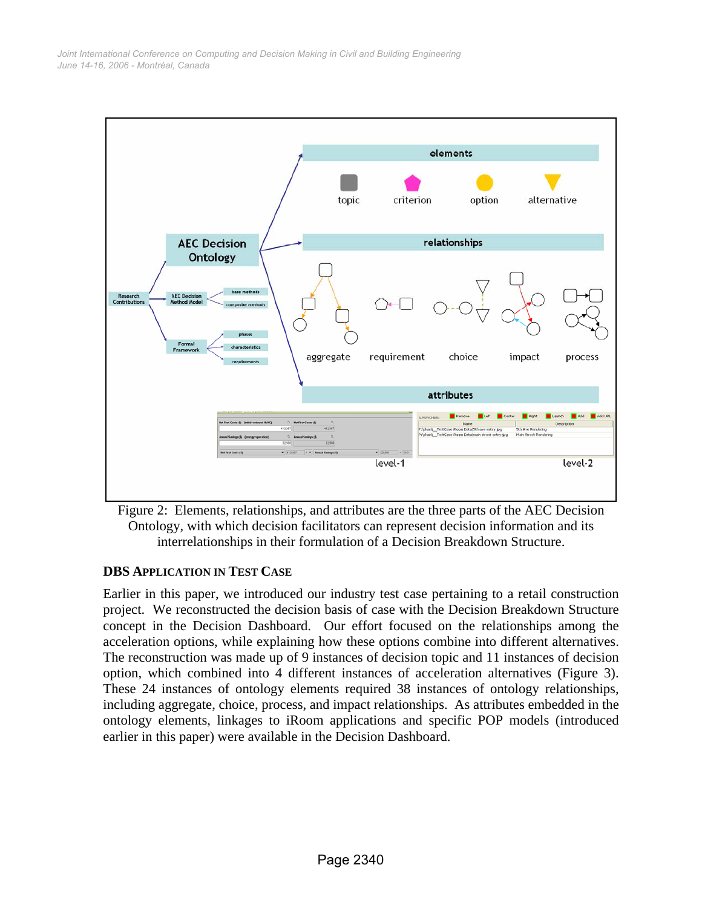Figure 2: Elements, relationships, and attributes are the three parts of the AEC Decision Ontology, with which decision facilitators can represent decision information and its interrelationships in their formulation of a Decision Breakdown Structure.

### DBS APPLICATION IN TEST CASE

Earlier in this paper, we introduced our industry test case pertaining to a retail construction project. We reconstructed the decision basis of case with the Decision Breakdown Structure concept in the Decision Dashboard. Our effort focused on the relationships among the acceleration options, while explaining how these options combine into different alternatives. The reconstruction was made up of 9 instances of decision topic and 11 instances of decision option, which combined into 4 different instances of acceleration alternatives (Figure 3). These 24 instances of ontology elements required 38 instances of ontology relationships, including aggregate, choice, process, and impact relationships. As attributes embedded in the ontology elements, linkages to iRoom applications and specific POP models (introduced earlier in this paper) were available in the Decision Dashboard.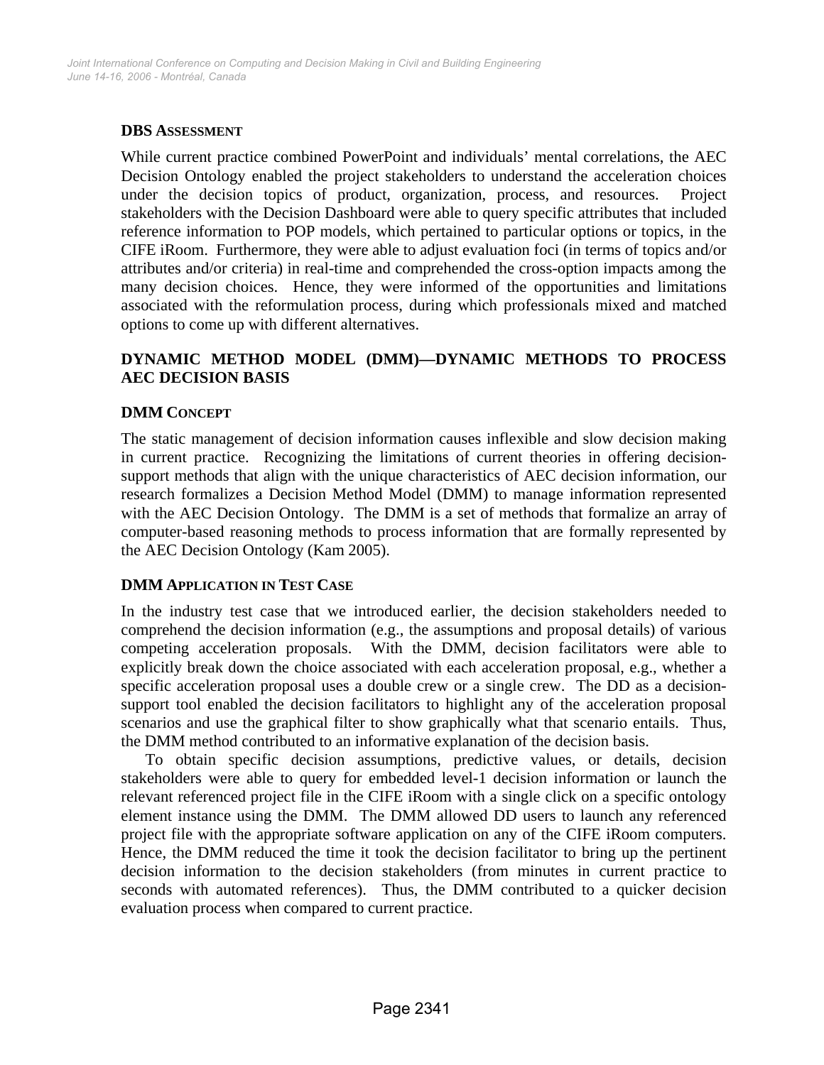### DBS Assessment

While current practice combined PowerPoint and individuals' mental correlations, the AEC Decision Ontology enabled the project stakeholders to understand the acceleration choices under the decision topics of product, organization, process, and resources. Project stakeholders with the Decision Dashboard were able to query specific attributes that included reference information to POP models, which pertained to particular options or topics, in the CIFE iRoom. Furthermore, they were able to adjust evaluation foci (in terms of topics and/or attributes and/or criteria) in real-time and comprehended the cross-option impacts among the many decision choices. Hence, they were informed of the opportunities and limitations associated with the reformulation process, during which professionals mixed and matched options to come up with different alternatives.

## Dynamic Method Model (DMM)—Dynamic Methods to Process AEC Decision Basis

### DMM Concept

The static management of decision information causes inflexible and slow decision making in current practice. Recognizing the limitations of current theories in offering decision-support methods that align with the unique characteristics of AEC decision information, our research formalizes a Decision Method Model (DMM) to manage information represented with the AEC Decision Ontology. The DMM is a set of methods that formalize an array of computer-based reasoning methods to process information that are formally represented by the AEC Decision Ontology (Kam 2005).

### DMM Application in Test Case

In the industry test case that we introduced earlier, the decision stakeholders needed to comprehend the decision information (e.g., the assumptions and proposal details) of various competing acceleration proposals. With the DMM, decision facilitators were able to explicitly break down the choice associated with each acceleration proposal, e.g., whether a specific acceleration proposal uses a double crew or a single crew. The DD as a decision-support tool enabled the decision facilitators to highlight any of the acceleration proposal scenarios and use the graphical filter to show graphically what that scenario entails. Thus, the DMM method contributed to an informative explanation of the decision basis.

To obtain specific decision assumptions, predictive values, or details, decision stakeholders were able to query for embedded level-1 decision information or launch the relevant referenced project file in the CIFE iRoom with a single click on a specific ontology element instance using the DMM. The DMM allowed DD users to launch any referenced project file with the appropriate software application on any of the CIFE iRoom computers. Hence, the DMM reduced the time it took the decision facilitator to bring up the pertinent decision information to the decision stakeholders (from minutes in current practice to seconds with automated references). Thus, the DMM contributed to a quicker decision evaluation process when compared to current practice.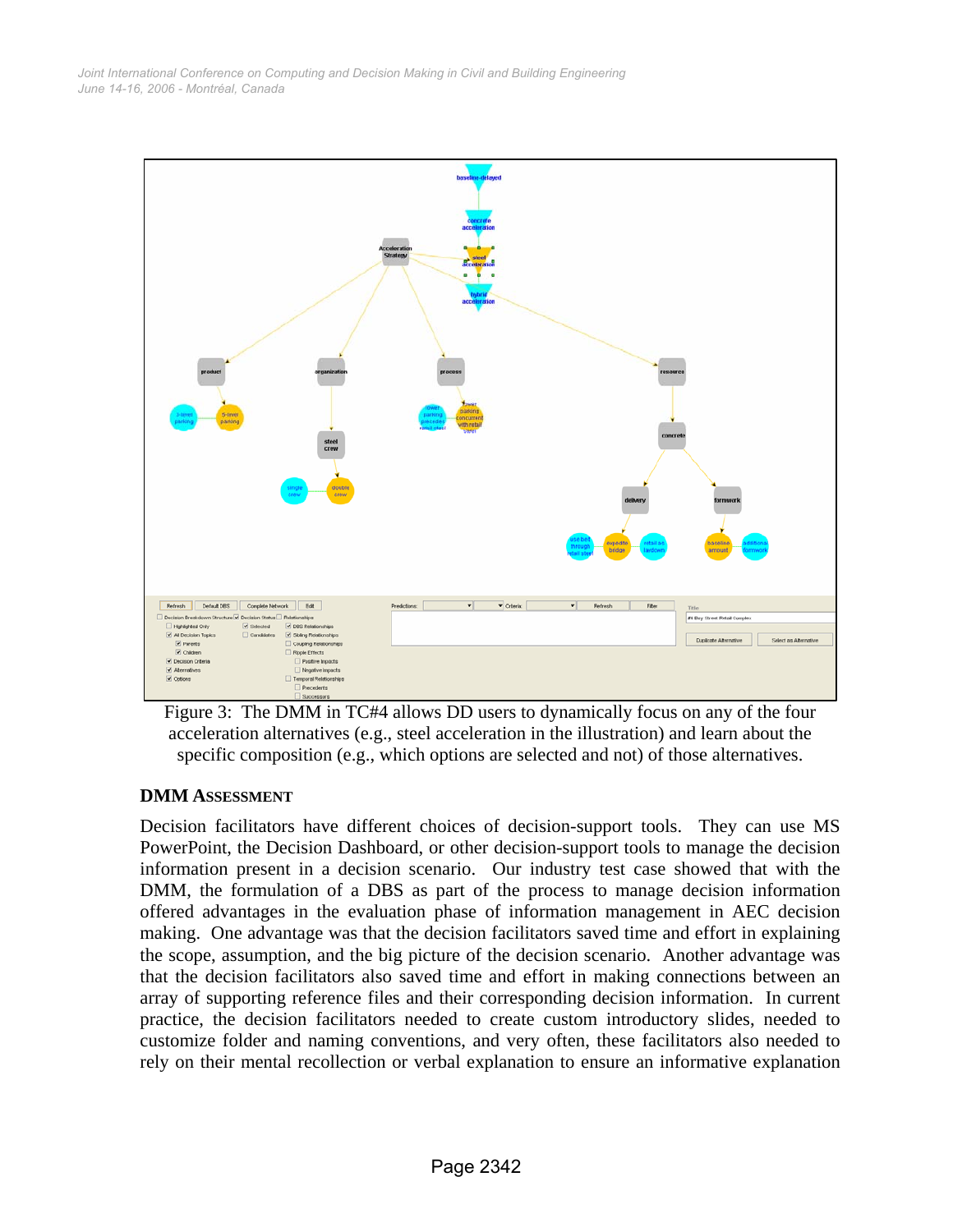Figure 3: The DMM in TC#4 allows DD users to dynamically focus on any of the four acceleration alternatives (e.g., steel acceleration in the illustration) and learn about the specific composition (e.g., which options are selected and not) of those alternatives.

### DMM ASSESSMENT

Decision facilitators have different choices of decision-support tools. They can use MS PowerPoint, the Decision Dashboard, or other decision-support tools to manage the decision information present in a decision scenario. Our industry test case showed that with the DMM, the formulation of a DBS as part of the process to manage decision information offered advantages in the evaluation phase of information management in AEC decision making. One advantage was that the decision facilitators saved time and effort in explaining the scope, assumption, and the big picture of the decision scenario. Another advantage was that the decision facilitators also saved time and effort in making connections between an array of supporting reference files and their corresponding decision information. In current practice, the decision facilitators needed to create custom introductory slides, needed to customize folder and naming conventions, and very often, these facilitators also needed to rely on their mental recollection or verbal explanation to ensure an informative explanation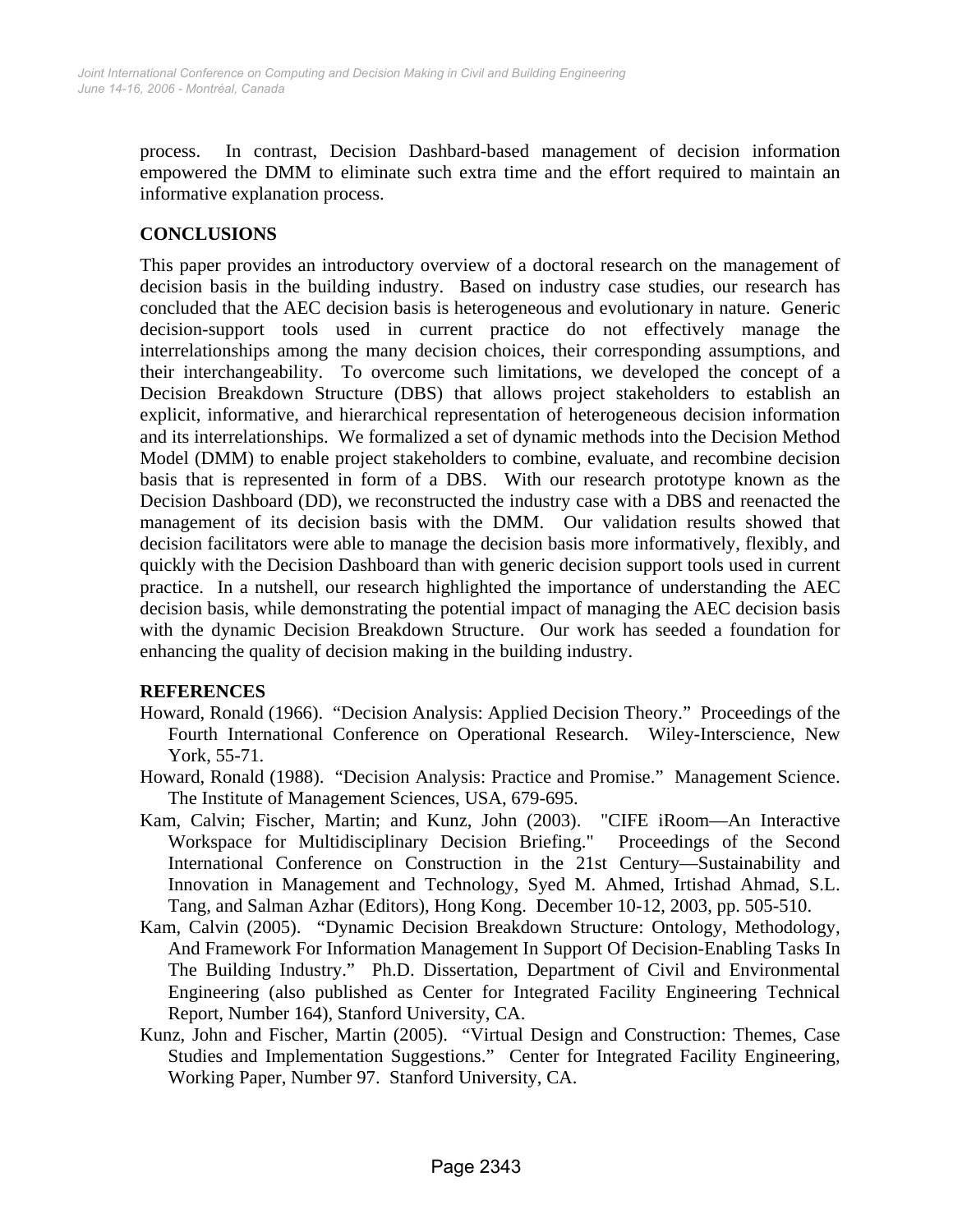process. In contrast, Decision Dashbard-based management of decision information empowered the DMM to eliminate such extra time and the effort required to maintain an informative explanation process.

## CONCLUSIONS

This paper provides an introductory overview of a doctoral research on the management of decision basis in the building industry. Based on industry case studies, our research has concluded that the AEC decision basis is heterogeneous and evolutionary in nature. Generic decision-support tools used in current practice do not effectively manage the interrelationships among the many decision choices, their corresponding assumptions, and their interchangeability. To overcome such limitations, we developed the concept of a Decision Breakdown Structure (DBS) that allows project stakeholders to establish an explicit, informative, and hierarchical representation of heterogeneous decision information and its interrelationships. We formalized a set of dynamic methods into the Decision Method Model (DMM) to enable project stakeholders to combine, evaluate, and recombine decision basis that is represented in form of a DBS. With our research prototype known as the Decision Dashboard (DD), we reconstructed the industry case with a DBS and reenacted the management of its decision basis with the DMM. Our validation results showed that decision facilitators were able to manage the decision basis more informatively, flexibly, and quickly with the Decision Dashboard than with generic decision support tools used in current practice. In a nutshell, our research highlighted the importance of understanding the AEC decision basis, while demonstrating the potential impact of managing the AEC decision basis with the dynamic Decision Breakdown Structure. Our work has seeded a foundation for enhancing the quality of decision making in the building industry.

## REFERENCES

Howard, Ronald (1966). "Decision Analysis: Applied Decision Theory." Proceedings of the Fourth International Conference on Operational Research. Wiley-Interscience, New York, 55-71.

Howard, Ronald (1988). "Decision Analysis: Practice and Promise." Management Science. The Institute of Management Sciences, USA, 679-695.

Kam, Calvin; Fischer, Martin; and Kunz, John (2003). "CIFE iRoom—An Interactive Workspace for Multidisciplinary Decision Briefing." Proceedings of the Second International Conference on Construction in the 21st Century—Sustainability and Innovation in Management and Technology, Syed M. Ahmed, Irtishad Ahmad, S.L. Tang, and Salman Azhar (Editors), Hong Kong. December 10-12, 2003, pp. 505-510.

Kam, Calvin (2005). "Dynamic Decision Breakdown Structure: Ontology, Methodology, And Framework For Information Management In Support Of Decision-Enabling Tasks In The Building Industry." Ph.D. Dissertation, Department of Civil and Environmental Engineering (also published as Center for Integrated Facility Engineering Technical Report, Number 164), Stanford University, CA.

Kunz, John and Fischer, Martin (2005). "Virtual Design and Construction: Themes, Case Studies and Implementation Suggestions." Center for Integrated Facility Engineering, Working Paper, Number 97. Stanford University, CA.